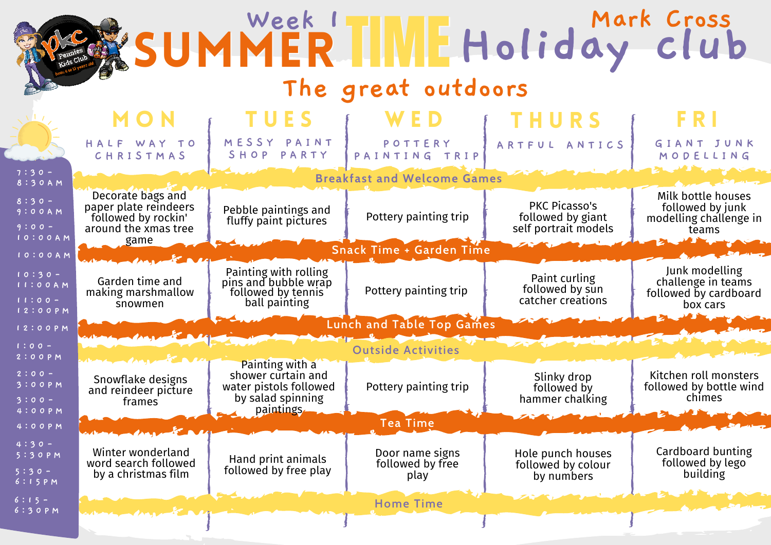# Week 1 SUMMER TIME Holiday club — Mark Cross

## The great outdoors

| | MON | TUES | WED | THURS | FRI |
|---|---|---|---|---|---|
| | HALF WAY TO CHRISTMAS | MESSY PAINT SHOP PARTY | POTTERY PAINTING TRIP | ARTFUL ANTICS | GIANT JUNK MODELLING |
| 7:30 - 8:30AM | Breakfast and Welcome Games | | | | |
| 8:30 - 9:00AM / 9:00 - 10:00AM | Decorate bags and paper plate reindeers followed by rockin' around the xmas tree game | Pebble paintings and fluffy paint pictures | Pottery painting trip | PKC Picasso's followed by giant self portrait models | Milk bottle houses followed by junk modelling challenge in teams |
| 10:00AM | Snack Time + Garden Time | | | | |
| 10:30 - 11:00AM / 11:00 - 12:00PM | Garden time and making marshmallow snowmen | Painting with rolling pins and bubble wrap followed by tennis ball painting | Pottery painting trip | Paint curling followed by sun catcher creations | Junk modelling challenge in teams followed by cardboard box cars |
| 12:00PM | Lunch and Table Top Games | | | | |
| 1:00 - 2:00PM | Outside Activities | | | | |
| 2:00 - 3:00PM / 3:00 - 4:00PM | Snowflake designs and reindeer picture frames | Painting with a shower curtain and water pistols followed by salad spinning paintings | Pottery painting trip | Slinky drop followed by hammer chalking | Kitchen roll monsters followed by bottle wind chimes |
| 4:00PM | Tea Time | | | | |
| 4:30 - 5:30PM / 5:30 - 6:15PM | Winter wonderland word search followed by a christmas film | Hand print animals followed by free play | Door name signs followed by free play | Hole punch houses followed by colour by numbers | Cardboard bunting followed by lego building |
| 6:15 - 6:30PM | Home Time | | | | |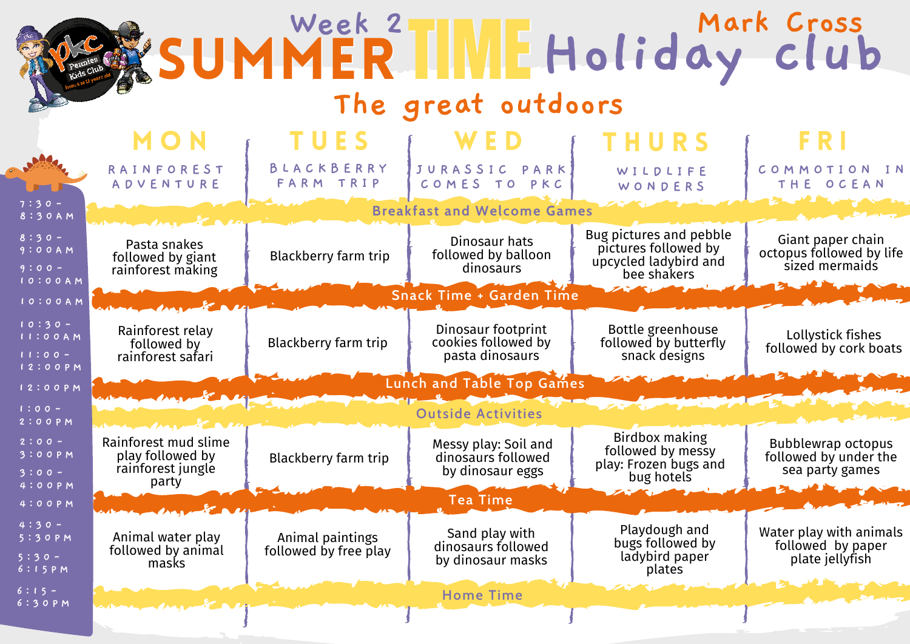# Week 2 SUMMER TIME Holiday Mark Cross club

## The great outdoors

| Time | MON<br>RAINFOREST ADVENTURE | TUES<br>BLACKBERRY FARM TRIP | WED<br>JURASSIC PARK COMES TO PKC | THURS<br>WILDLIFE WONDERS | FRI<br>COMMOTION IN THE OCEAN |
|---|---|---|---|---|---|
| 7:30 - 8:30AM | Breakfast and Welcome Games | | | | |
| 8:30 - 9:00AM<br>9:00 - 10:00AM | Pasta snakes followed by giant rainforest making | Blackberry farm trip | Dinosaur hats followed by balloon dinosaurs | Bug pictures and pebble pictures followed by upcycled ladybird and bee shakers | Giant paper chain octopus followed by life sized mermaids |
| 10:00AM | Snack Time + Garden Time | | | | |
| 10:30 - 11:00AM<br>11:00 - 12:00PM | Rainforest relay followed by rainforest safari | Blackberry farm trip | Dinosaur footprint cookies followed by pasta dinosaurs | Bottle greenhouse followed by butterfly snack designs | Lollystick fishes followed by cork boats |
| 12:00PM | Lunch and Table Top Games | | | | |
| 1:00 - 2:00PM | Outside Activities | | | | |
| 2:00 - 3:00PM<br>3:00 - 4:00PM | Rainforest mud slime play followed by rainforest jungle party | Blackberry farm trip | Messy play: Soil and dinosaurs followed by dinosaur eggs | Birdbox making followed by messy play: Frozen bugs and bug hotels | Bubblewrap octopus followed by under the sea party games |
| 4:00PM | Tea Time | | | | |
| 4:30 - 5:30PM<br>5:30 - 6:15PM | Animal water play followed by animal masks | Animal paintings followed by free play | Sand play with dinosaurs followed by dinosaur masks | Playdough and bugs followed by ladybird paper plates | Water play with animals followed by paper plate jellyfish |
| 6:15 - 6:30PM | Home Time | | | | |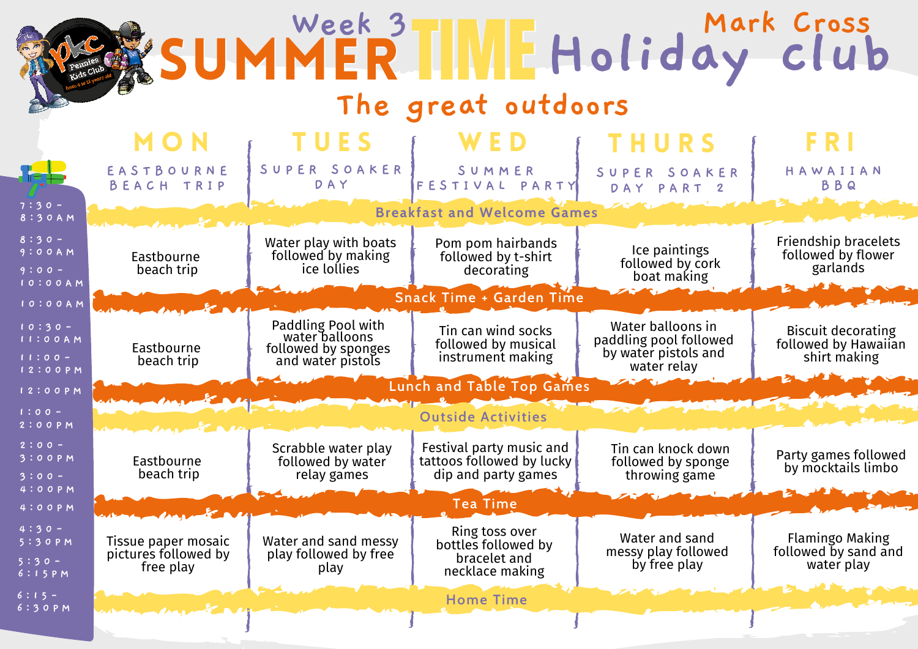# Week 3 SUMMER TIME Holiday Mark Cross club

## The great outdoors

| | MON | TUES | WED | THURS | FRI |
|---|---|---|---|---|---|
| | EASTBOURNE BEACH TRIP | SUPER SOAKER DAY | SUMMER FESTIVAL PARTY | SUPER SOAKER DAY PART 2 | HAWAIIAN BBQ |
| 7:30 - 8:30AM | Breakfast and Welcome Games | | | | |
| 8:30 - 9:00AM / 9:00 - 10:00AM | Eastbourne beach trip | Water play with boats followed by making ice lollies | Pom pom hairbands followed by t-shirt decorating | Ice paintings followed by cork boat making | Friendship bracelets followed by flower garlands |
| 10:00AM | Snack Time + Garden Time | | | | |
| 10:30 - 11:00AM / 11:00 - 12:00PM | Eastbourne beach trip | Paddling Pool with water balloons followed by sponges and water pistols | Tin can wind socks followed by musical instrument making | Water balloons in paddling pool followed by water pistols and water relay | Biscuit decorating followed by Hawaiian shirt making |
| 12:00PM | Lunch and Table Top Games | | | | |
| 1:00 - 2:00PM | Outside Activities | | | | |
| 2:00 - 3:00PM / 3:00 - 4:00PM | Eastbourne beach trip | Scrabble water play followed by water relay games | Festival party music and tattoos followed by lucky dip and party games | Tin can knock down followed by sponge throwing game | Party games followed by mocktails limbo |
| 4:00PM | Tea Time | | | | |
| 4:30 - 5:30PM / 5:30 - 6:15PM | Tissue paper mosaic pictures followed by free play | Water and sand messy play followed by free play | Ring toss over bottles followed by bracelet and necklace making | Water and sand messy play followed by free play | Flamingo Making followed by sand and water play |
| 6:15 - 6:30PM | Home Time | | | | |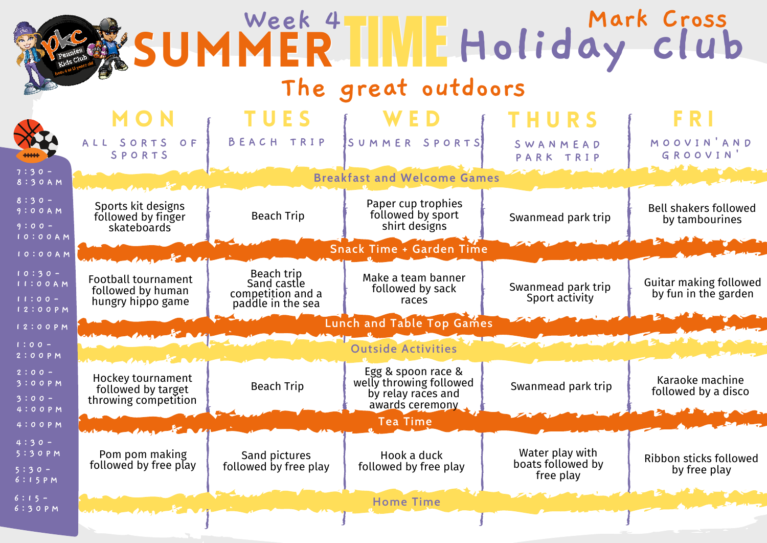# Week 4 SUMMER TIME Holiday Mark Cross club

## The great outdoors

| | MON | TUES | WED | THURS | FRI |
|---|---|---|---|---|---|
| | ALL SORTS OF SPORTS | BEACH TRIP | SUMMER SPORTS | SWANMEAD PARK TRIP | MOOVIN'AND GROOVIN' |
| 7:30 - 8:30AM | Breakfast and Welcome Games | | | | |
| 8:30 - 9:00AM / 9:00 - 10:00AM | Sports kit designs followed by finger skateboards | Beach Trip | Paper cup trophies followed by sport shirt designs | Swanmead park trip | Bell shakers followed by tambourines |
| 10:00AM | Snack Time + Garden Time | | | | |
| 10:30 - 11:00AM / 11:00 - 12:00PM | Football tournament followed by human hungry hippo game | Beach trip Sand castle competition and a paddle in the sea | Make a team banner followed by sack races | Swanmead park trip Sport activity | Guitar making followed by fun in the garden |
| 12:00PM | Lunch and Table Top Games | | | | |
| 1:00 - 2:00PM | Outside Activities | | | | |
| 2:00 - 3:00PM / 3:00 - 4:00PM | Hockey tournament followed by target throwing competition | Beach Trip | Egg & spoon race & welly throwing followed by relay races and awards ceremony | Swanmead park trip | Karaoke machine followed by a disco |
| 4:00PM | Tea Time | | | | |
| 4:30 - 5:30PM / 5:30 - 6:15PM | Pom pom making followed by free play | Sand pictures followed by free play | Hook a duck followed by free play | Water play with boats followed by free play | Ribbon sticks followed by free play |
| 6:15 - 6:30PM | Home Time | | | | |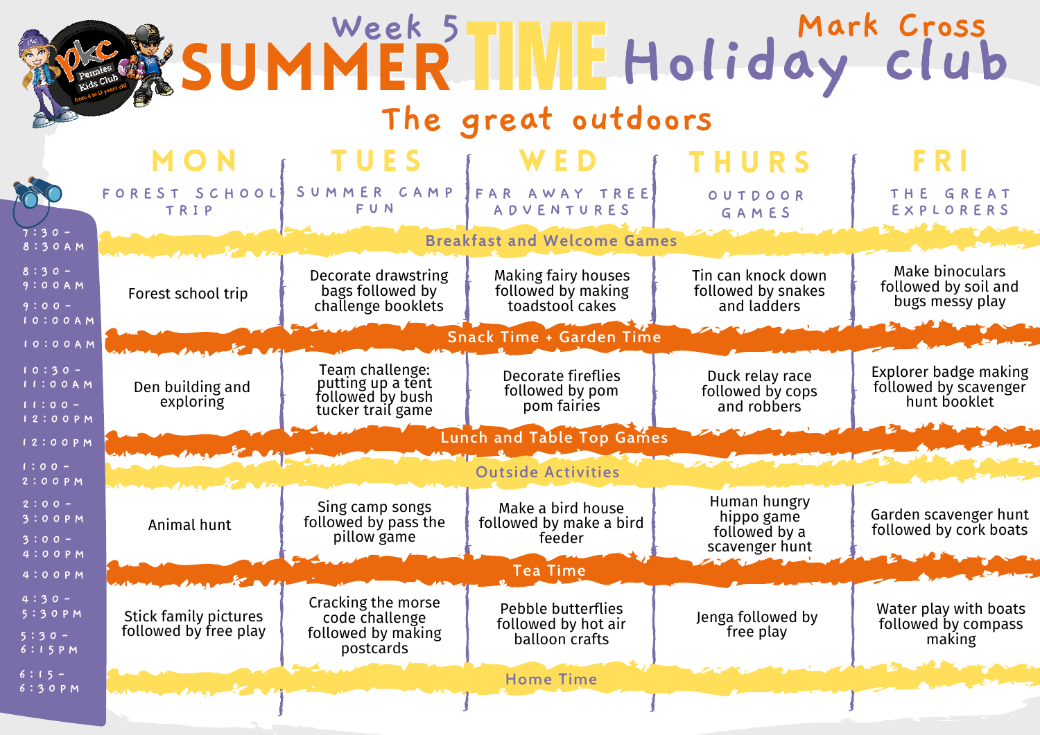# Week 5 SUMMER TIME Holiday Club

## Mark Cross club

### The great outdoors

| Time | MON | TUES | WED | THURS | FRI |
|---|---|---|---|---|---|
| | FOREST SCHOOL TRIP | SUMMER CAMP FUN | FAR AWAY TREE ADVENTURES | OUTDOOR GAMES | THE GREAT EXPLORERS |
| 7:30 - 8:30AM | Breakfast and Welcome Games | | | | |
| 8:30 - 9:00AM / 9:00 - 10:00AM | Forest school trip | Decorate drawstring bags followed by challenge booklets | Making fairy houses followed by making toadstool cakes | Tin can knock down followed by snakes and ladders | Make binoculars followed by soil and bugs messy play |
| 10:00AM | Snack Time + Garden Time | | | | |
| 10:30 - 11:00AM / 11:00 - 12:00PM | Den building and exploring | Team challenge: putting up a tent followed by bush tucker trail game | Decorate fireflies followed by pom pom fairies | Duck relay race followed by cops and robbers | Explorer badge making followed by scavenger hunt booklet |
| 12:00PM | Lunch and Table Top Games | | | | |
| 1:00 - 2:00PM | Outside Activities | | | | |
| 2:00 - 3:00PM / 3:00 - 4:00PM | Animal hunt | Sing camp songs followed by pass the pillow game | Make a bird house followed by make a bird feeder | Human hungry hippo game followed by a scavenger hunt | Garden scavenger hunt followed by cork boats |
| 4:00PM | Tea Time | | | | |
| 4:30 - 5:30PM / 5:30 - 6:15PM | Stick family pictures followed by free play | Cracking the morse code challenge followed by making postcards | Pebble butterflies followed by hot air balloon crafts | Jenga followed by free play | Water play with boats followed by compass making |
| 6:15 - 6:30PM | Home Time | | | | |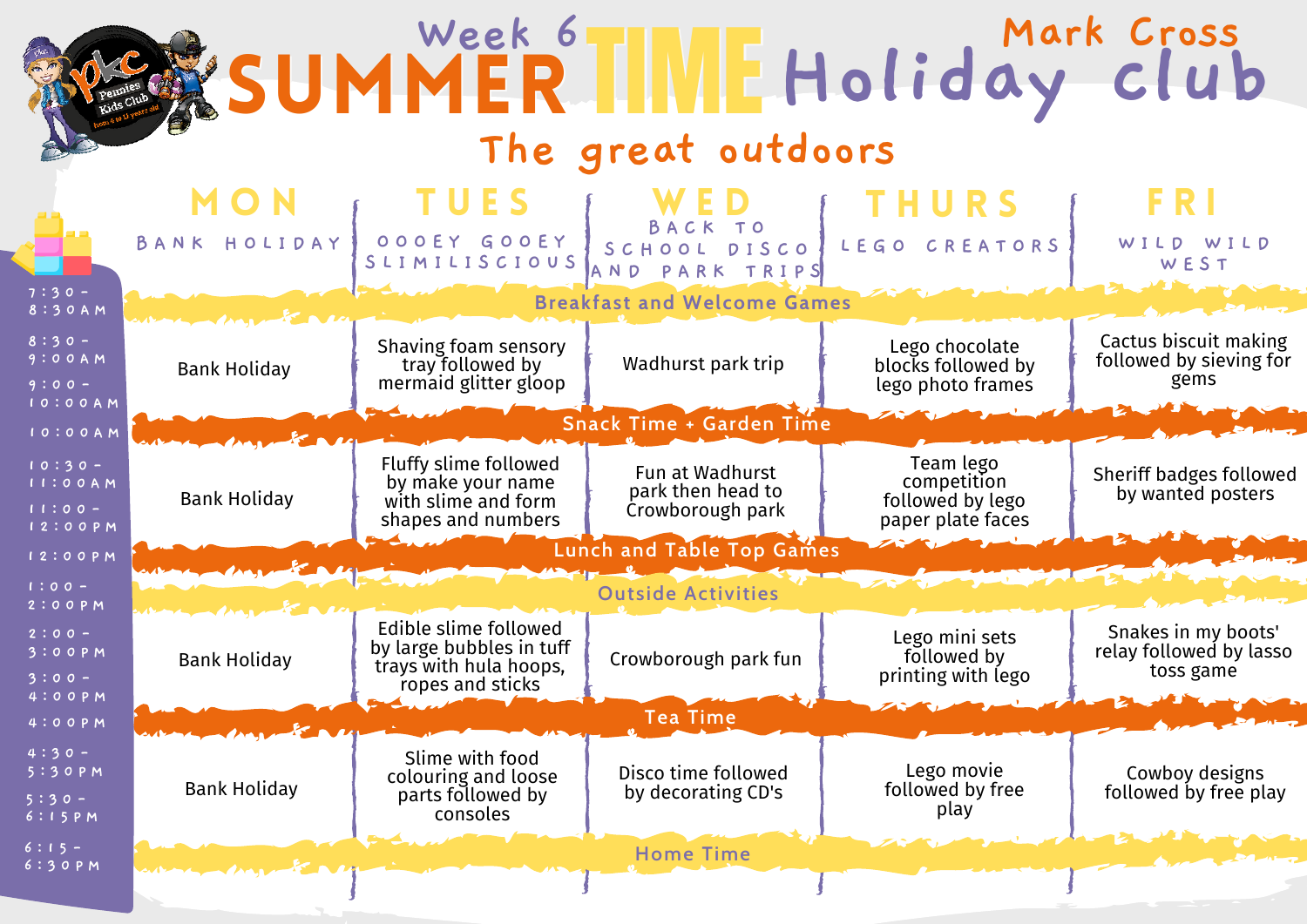# Week 6 SUMMER TIME Holiday Mark Cross club

## The great outdoors

| | MON | TUES | WED | THURS | FRI |
|---|---|---|---|---|---|
| | BANK HOLIDAY | OOOEY GOOEY SLIMILISCIOUS | BACK TO SCHOOL DISCO AND PARK TRIPS | LEGO CREATORS | WILD WILD WEST |
| 7:30 - 8:30AM | Breakfast and Welcome Games | | | | |
| 8:30 - 9:00AM / 9:00 - 10:00AM | Bank Holiday | Shaving foam sensory tray followed by mermaid glitter gloop | Wadhurst park trip | Lego chocolate blocks followed by lego photo frames | Cactus biscuit making followed by sieving for gems |
| 10:00AM | Snack Time + Garden Time | | | | |
| 10:30 - 11:00AM / 11:00 - 12:00PM | Bank Holiday | Fluffy slime followed by make your name with slime and form shapes and numbers | Fun at Wadhurst park then head to Crowborough park | Team lego competition followed by lego paper plate faces | Sheriff badges followed by wanted posters |
| 12:00PM | Lunch and Table Top Games | | | | |
| 1:00 - 2:00PM | Outside Activities | | | | |
| 2:00 - 3:00PM / 3:00 - 4:00PM | Bank Holiday | Edible slime followed by large bubbles in tuff trays with hula hoops, ropes and sticks | Crowborough park fun | Lego mini sets followed by printing with lego | Snakes in my boots' relay followed by lasso toss game |
| 4:00PM | Tea Time | | | | |
| 4:30 - 5:30PM / 5:30 - 6:15PM | Bank Holiday | Slime with food colouring and loose parts followed by consoles | Disco time followed by decorating CD's | Lego movie followed by free play | Cowboy designs followed by free play |
| 6:15 - 6:30PM | Home Time | | | | |